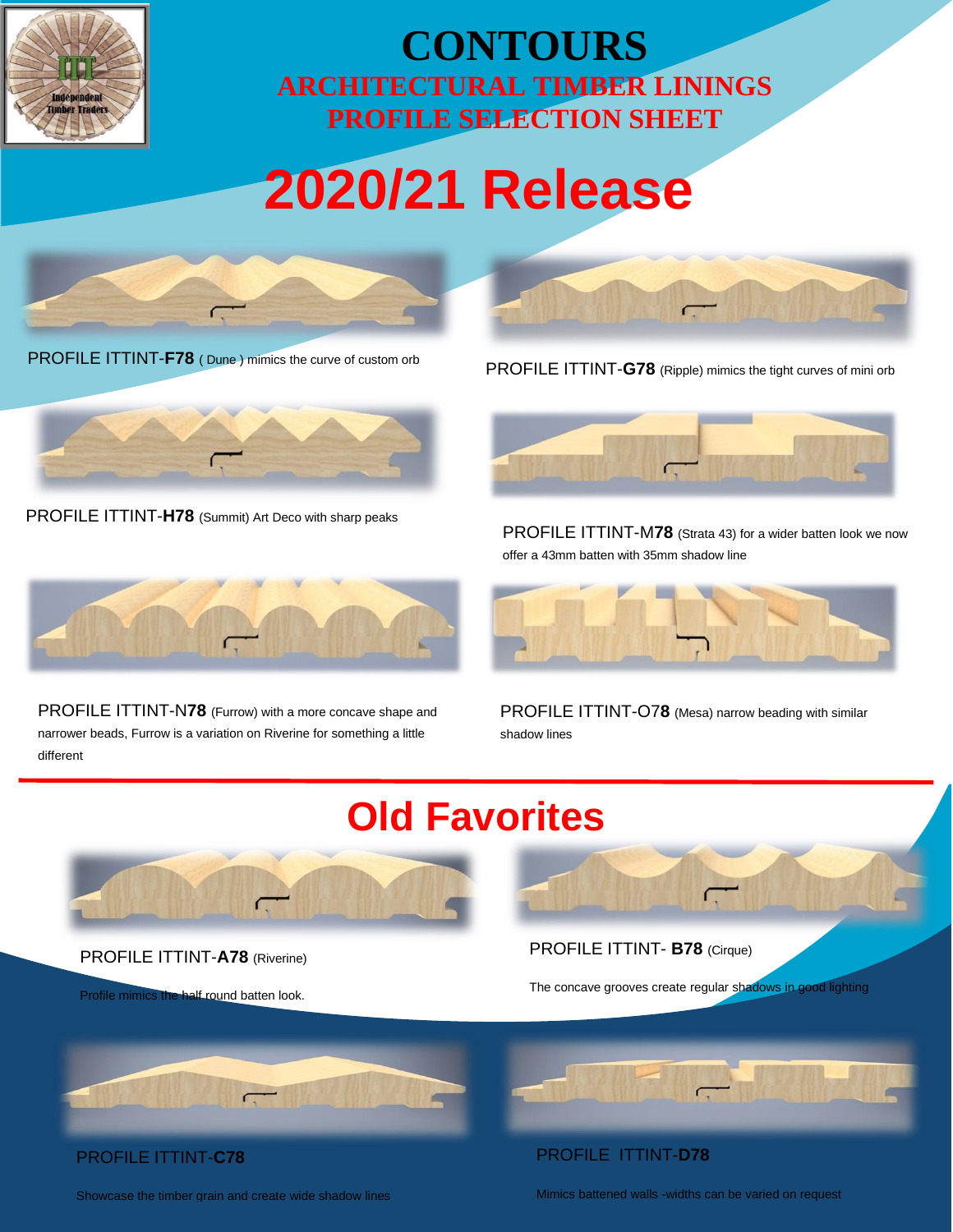# CONTOURS

## ARCHITECTURAL TIMBER LININGS
## PROFILE SELECTION SHEET

# 2020/21 Release

PROFILE ITTINT-**F78** ( Dune ) mimics the curve of custom orb

PROFILE ITTINT-**G78** (Ripple) mimics the tight curves of mini orb

PROFILE ITTINT-**H78** (Summit) Art Deco with sharp peaks

PROFILE ITTINT-M**78** (Strata 43) for a wider batten look we now offer a 43mm batten with 35mm shadow line

PROFILE ITTINT-N**78** (Furrow) with a more concave shape and narrower beads, Furrow is a variation on Riverine for something a little different

PROFILE ITTINT-O7**8** (Mesa) narrow beading with similar shadow lines

# Old Favorites

PROFILE ITTINT-**A78** (Riverine)

Profile mimics the half round batten look.

PROFILE ITTINT- **B78** (Cirque)

The concave grooves create regular shadows in good lighting

PROFILE ITTINT-**C78**

Showcase the timber grain and create wide shadow lines

PROFILE ITTINT-**D78**

Mimics battened walls -widths can be varied on request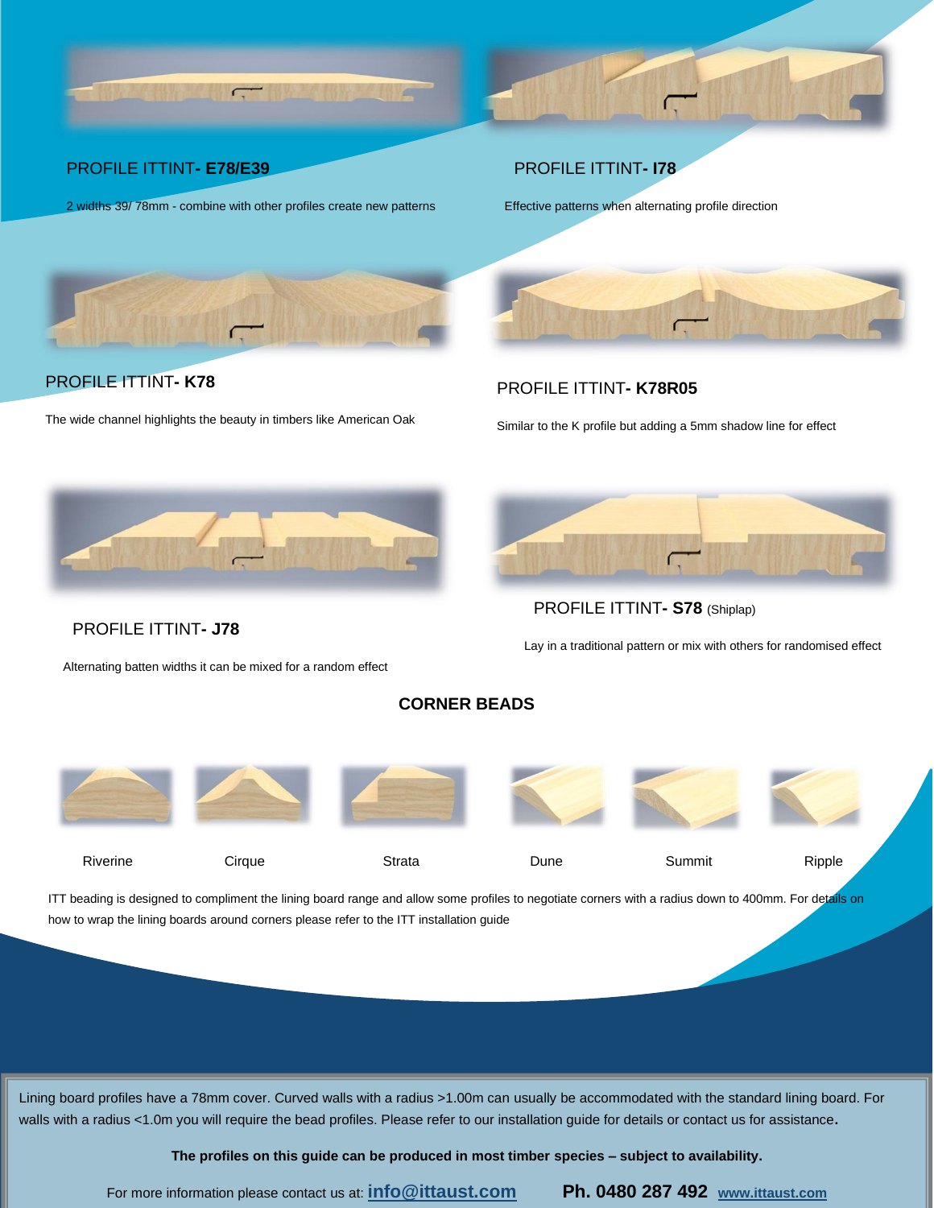PROFILE ITTINT**- E78/E39**

2 widths 39/ 78mm - combine with other profiles create new patterns

PROFILE ITTINT**- I78**

Effective patterns when alternating profile direction

PROFILE ITTINT**- K78**

The wide channel highlights the beauty in timbers like American Oak

PROFILE ITTINT**- K78R05**

Similar to the K profile but adding a 5mm shadow line for effect

PROFILE ITTINT**- J78**

Alternating batten widths it can be mixed for a random effect

PROFILE ITTINT**- S78** (Shiplap)

Lay in a traditional pattern or mix with others for randomised effect

## CORNER BEADS

Riverine

Cirque

Strata

Dune

Summit

Ripple

ITT beading is designed to compliment the lining board range and allow some profiles to negotiate corners with a radius down to 400mm. For details on how to wrap the lining boards around corners please refer to the ITT installation guide

Lining board profiles have a 78mm cover. Curved walls with a radius >1.00m can usually be accommodated with the standard lining board. For walls with a radius <1.0m you will require the bead profiles. Please refer to our installation guide for details or contact us for assistance.

**The profiles on this guide can be produced in most timber species – subject to availability.**

For more information please contact us at: **info@ittaust.com** **Ph. 0480 287 492** **www.ittaust.com**